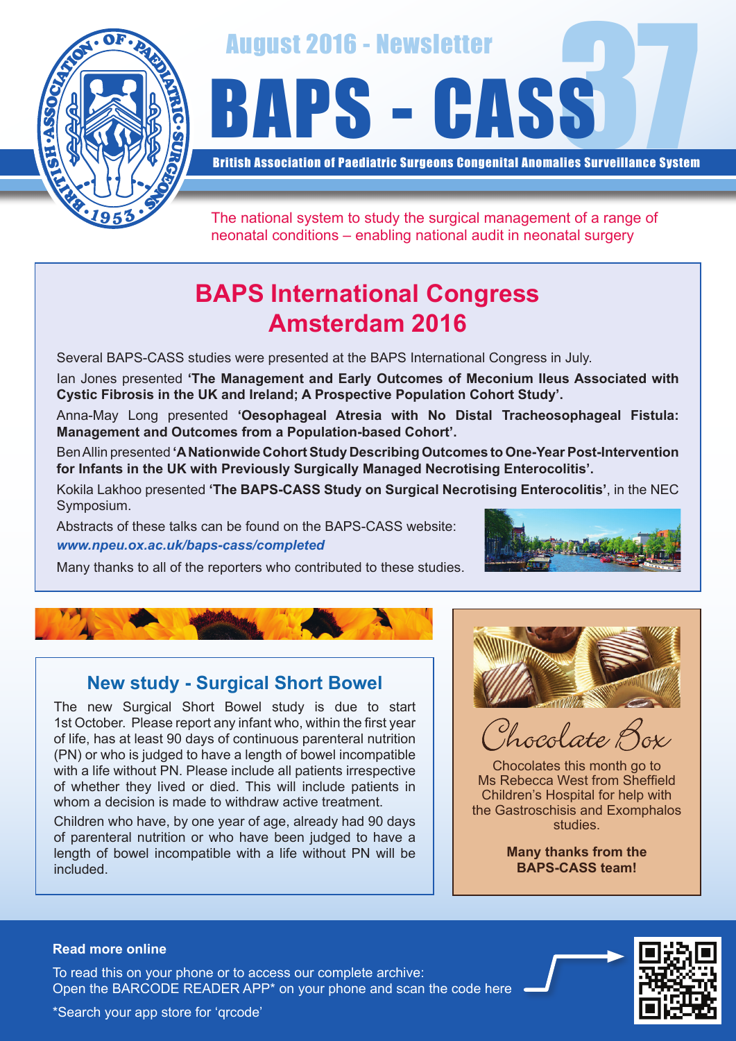August 2016 - Newsletter

# BAPS - CASS 37

**British Association of Paediatric Surgeons Congenital Anomalies Surveillance System**

The national system to study the surgical management of a range of neonatal conditions – enabling national audit in neonatal surgery

## BAPS International Congress Amsterdam 2016

Several BAPS-CASS studies were presented at the BAPS International Congress in July.

Ian Jones presented **'The Management and Early Outcomes of Meconium Ileus Associated with Cystic Fibrosis in the UK and Ireland; A Prospective Population Cohort Study'.**

Anna-May Long presented **'Oesophageal Atresia with No Distal Tracheosophageal Fistula: Management and Outcomes from a Population-based Cohort'.**

Ben Allin presented **'A Nationwide Cohort Study Describing Outcomes to One-Year Post-Intervention for Infants in the UK with Previously Surgically Managed Necrotising Enterocolitis'.**

Kokila Lakhoo presented **'The BAPS-CASS Study on Surgical Necrotising Enterocolitis'**, in the NEC Symposium.

Abstracts of these talks can be found on the BAPS-CASS website: ***www.npeu.ox.ac.uk/baps-cass/completed***

Many thanks to all of the reporters who contributed to these studies.

## New study - Surgical Short Bowel

The new Surgical Short Bowel study is due to start 1st October. Please report any infant who, within the first year of life, has at least 90 days of continuous parenteral nutrition (PN) or who is judged to have a length of bowel incompatible with a life without PN. Please include all patients irrespective of whether they lived or died. This will include patients in whom a decision is made to withdraw active treatment.

Children who have, by one year of age, already had 90 days of parenteral nutrition or who have been judged to have a length of bowel incompatible with a life without PN will be included.

## Chocolate Box

Chocolates this month go to Ms Rebecca West from Sheffield Children's Hospital for help with the Gastroschisis and Exomphalos studies.

**Many thanks from the BAPS-CASS team!**

**Read more online**

To read this on your phone or to access our complete archive:
Open the BARCODE READER APP* on your phone and scan the code here

*Search your app store for 'qrcode'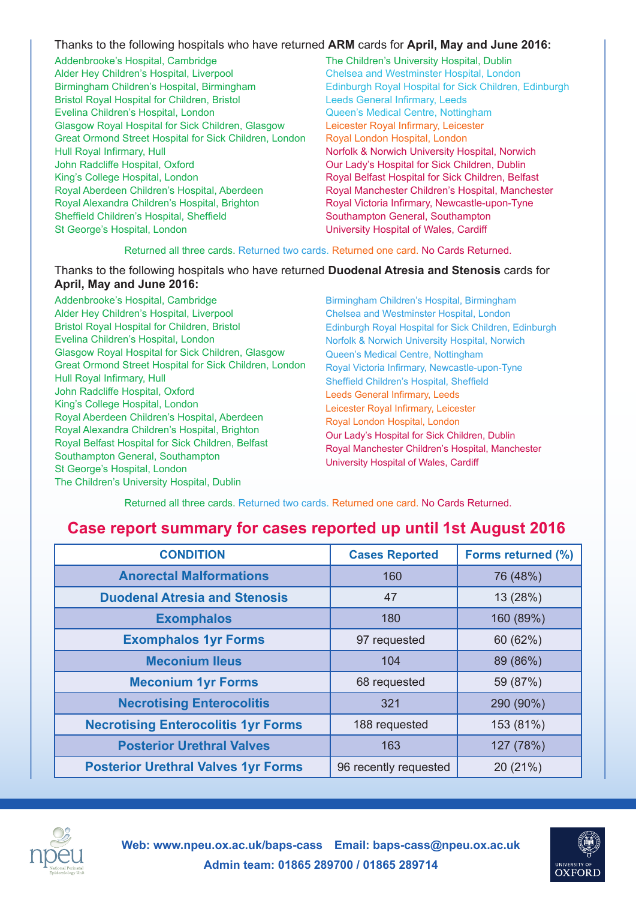Thanks to the following hospitals who have returned **ARM** cards for **April, May and June 2016:**

Addenbrooke's Hospital, Cambridge
Alder Hey Children's Hospital, Liverpool
Birmingham Children's Hospital, Birmingham
Bristol Royal Hospital for Children, Bristol
Evelina Children's Hospital, London
Glasgow Royal Hospital for Sick Children, Glasgow
Great Ormond Street Hospital for Sick Children, London
Hull Royal Infirmary, Hull
John Radcliffe Hospital, Oxford
King's College Hospital, London
Royal Aberdeen Children's Hospital, Aberdeen
Royal Alexandra Children's Hospital, Brighton
Sheffield Children's Hospital, Sheffield
St George's Hospital, London
The Children's University Hospital, Dublin
Chelsea and Westminster Hospital, London
Edinburgh Royal Hospital for Sick Children, Edinburgh
Leeds General Infirmary, Leeds
Queen's Medical Centre, Nottingham
Leicester Royal Infirmary, Leicester
Royal London Hospital, London
Norfolk & Norwich University Hospital, Norwich
Our Lady's Hospital for Sick Children, Dublin
Royal Belfast Hospital for Sick Children, Belfast
Royal Manchester Children's Hospital, Manchester
Royal Victoria Infirmary, Newcastle-upon-Tyne
Southampton General, Southampton
University Hospital of Wales, Cardiff

Returned all three cards. Returned two cards. Returned one card. No Cards Returned.

Thanks to the following hospitals who have returned **Duodenal Atresia and Stenosis** cards for **April, May and June 2016:**

Addenbrooke's Hospital, Cambridge
Alder Hey Children's Hospital, Liverpool
Bristol Royal Hospital for Children, Bristol
Evelina Children's Hospital, London
Glasgow Royal Hospital for Sick Children, Glasgow
Great Ormond Street Hospital for Sick Children, London
Hull Royal Infirmary, Hull
John Radcliffe Hospital, Oxford
King's College Hospital, London
Royal Aberdeen Children's Hospital, Aberdeen
Royal Alexandra Children's Hospital, Brighton
Royal Belfast Hospital for Sick Children, Belfast
Southampton General, Southampton
St George's Hospital, London
The Children's University Hospital, Dublin
Birmingham Children's Hospital, Birmingham
Chelsea and Westminster Hospital, London
Edinburgh Royal Hospital for Sick Children, Edinburgh
Norfolk & Norwich University Hospital, Norwich
Queen's Medical Centre, Nottingham
Royal Victoria Infirmary, Newcastle-upon-Tyne
Sheffield Children's Hospital, Sheffield
Leeds General Infirmary, Leeds
Leicester Royal Infirmary, Leicester
Royal London Hospital, London
Our Lady's Hospital for Sick Children, Dublin
Royal Manchester Children's Hospital, Manchester
University Hospital of Wales, Cardiff

Returned all three cards. Returned two cards. Returned one card. No Cards Returned.

## Case report summary for cases reported up until 1st August 2016

| CONDITION | Cases Reported | Forms returned (%) |
|---|---|---|
| Anorectal Malformations | 160 | 76 (48%) |
| Duodenal Atresia and Stenosis | 47 | 13 (28%) |
| Exomphalos | 180 | 160 (89%) |
| Exomphalos 1yr Forms | 97 requested | 60 (62%) |
| Meconium Ileus | 104 | 89 (86%) |
| Meconium 1yr Forms | 68 requested | 59 (87%) |
| Necrotising Enterocolitis | 321 | 290 (90%) |
| Necrotising Enterocolitis 1yr Forms | 188 requested | 153 (81%) |
| Posterior Urethral Valves | 163 | 127 (78%) |
| Posterior Urethral Valves 1yr Forms | 96 recently requested | 20 (21%) |

**Web: www.npeu.ox.ac.uk/baps-cass Email: baps-cass@npeu.ox.ac.uk**
**Admin team: 01865 289700 / 01865 289714**